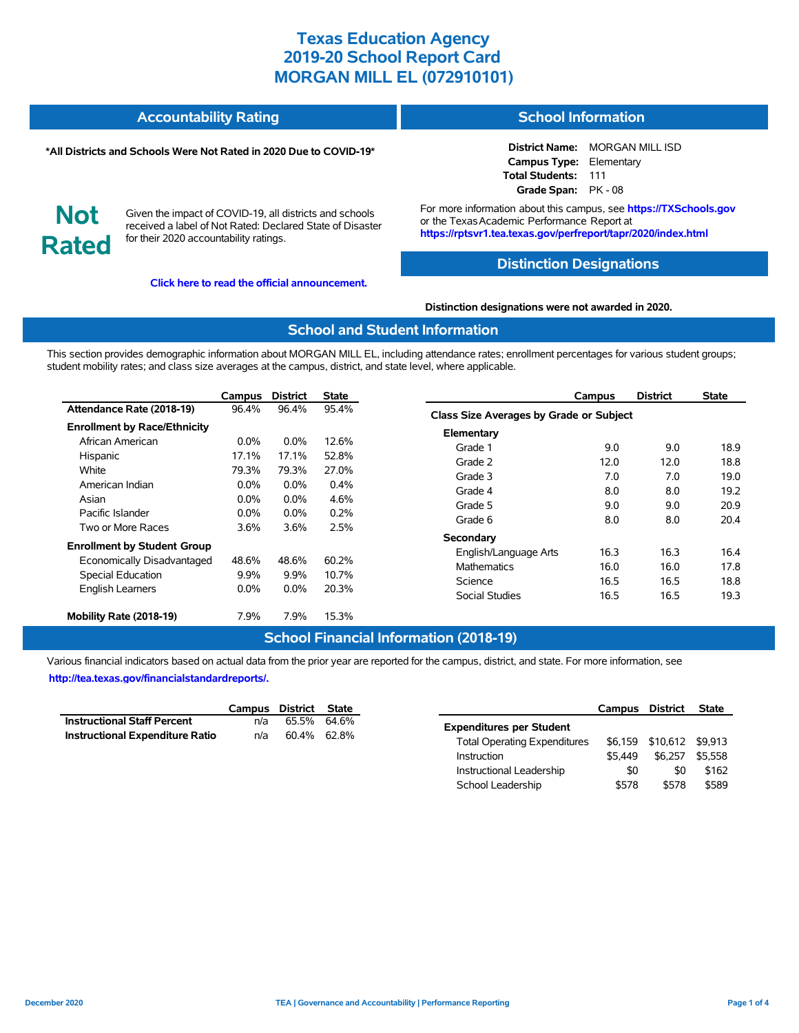# Texas Education Agency
# 2019-20 School Report Card
# MORGAN MILL EL (072910101)

## Accountability Rating

**\*All Districts and Schools Were Not Rated in 2020 Due to COVID-19\***

**Not Rated**

Given the impact of COVID-19, all districts and schools received a label of Not Rated: Declared State of Disaster for their 2020 accountability ratings.

**Click here to read the official announcement.**

## School Information

**District Name:** MORGAN MILL ISD
**Campus Type:** Elementary
**Total Students:** 111
**Grade Span:** PK - 08

For more information about this campus, see **https://TXSchools.gov** or the Texas Academic Performance Report at **https://rptsvr1.tea.texas.gov/perfreport/tapr/2020/index.html**

## Distinction Designations

**Distinction designations were not awarded in 2020.**

## School and Student Information

This section provides demographic information about MORGAN MILL EL, including attendance rates; enrollment percentages for various student groups; student mobility rates; and class size averages at the campus, district, and state level, where applicable.

| | Campus | District | State |
|---|---|---|---|
| **Attendance Rate (2018-19)** | 96.4% | 96.4% | 95.4% |
| **Enrollment by Race/Ethnicity** | | | |
| African American | 0.0% | 0.0% | 12.6% |
| Hispanic | 17.1% | 17.1% | 52.8% |
| White | 79.3% | 79.3% | 27.0% |
| American Indian | 0.0% | 0.0% | 0.4% |
| Asian | 0.0% | 0.0% | 4.6% |
| Pacific Islander | 0.0% | 0.0% | 0.2% |
| Two or More Races | 3.6% | 3.6% | 2.5% |
| **Enrollment by Student Group** | | | |
| Economically Disadvantaged | 48.6% | 48.6% | 60.2% |
| Special Education | 9.9% | 9.9% | 10.7% |
| English Learners | 0.0% | 0.0% | 20.3% |
| **Mobility Rate (2018-19)** | 7.9% | 7.9% | 15.3% |

| | Campus | District | State |
|---|---|---|---|
| **Class Size Averages by Grade or Subject** | | | |
| **Elementary** | | | |
| Grade 1 | 9.0 | 9.0 | 18.9 |
| Grade 2 | 12.0 | 12.0 | 18.8 |
| Grade 3 | 7.0 | 7.0 | 19.0 |
| Grade 4 | 8.0 | 8.0 | 19.2 |
| Grade 5 | 9.0 | 9.0 | 20.9 |
| Grade 6 | 8.0 | 8.0 | 20.4 |
| **Secondary** | | | |
| English/Language Arts | 16.3 | 16.3 | 16.4 |
| Mathematics | 16.0 | 16.0 | 17.8 |
| Science | 16.5 | 16.5 | 18.8 |
| Social Studies | 16.5 | 16.5 | 19.3 |

## School Financial Information (2018-19)

Various financial indicators based on actual data from the prior year are reported for the campus, district, and state. For more information, see **http://tea.texas.gov/financialstandardreports/.**

| | Campus | District | State |
|---|---|---|---|
| **Instructional Staff Percent** | n/a | 65.5% | 64.6% |
| **Instructional Expenditure Ratio** | n/a | 60.4% | 62.8% |

| | Campus | District | State |
|---|---|---|---|
| **Expenditures per Student** | | | |
| Total Operating Expenditures | $6,159 | $10,612 | $9,913 |
| Instruction | $5,449 | $6,257 | $5,558 |
| Instructional Leadership | $0 | $0 | $162 |
| School Leadership | $578 | $578 | $589 |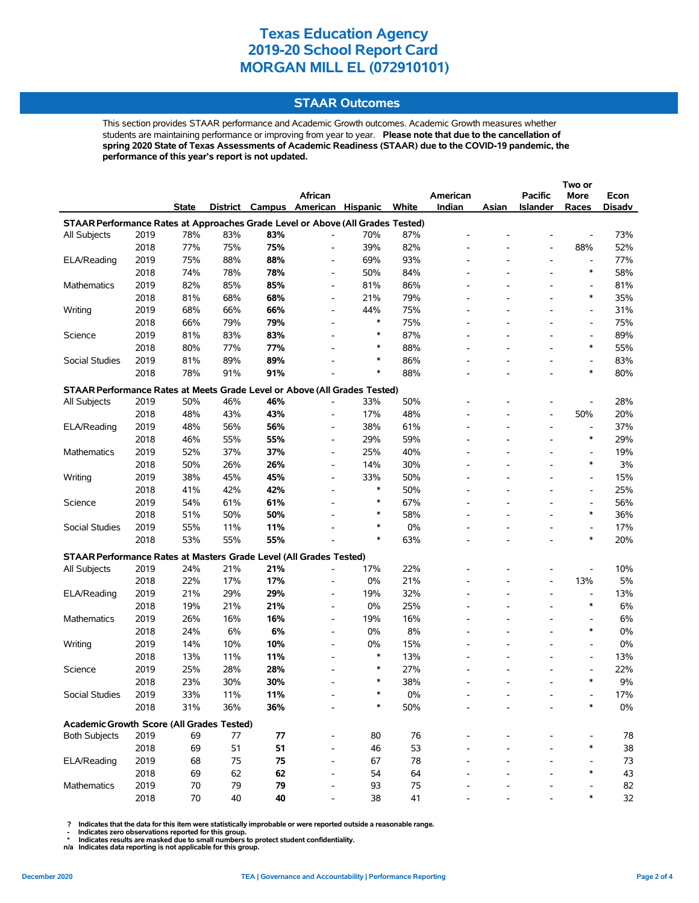# Texas Education Agency
# 2019-20 School Report Card
# MORGAN MILL EL (072910101)

## STAAR Outcomes

This section provides STAAR performance and Academic Growth outcomes. Academic Growth measures whether students are maintaining performance or improving from year to year. **Please note that due to the cancellation of spring 2020 State of Texas Assessments of Academic Readiness (STAAR) due to the COVID-19 pandemic, the performance of this year's report is not updated.**

| | | State | District | Campus | African American | Hispanic | White | American Indian | Asian | Pacific Islander | Two or More Races | Econ Disadv |
|---|---|---|---|---|---|---|---|---|---|---|---|---|
| **STAAR Performance Rates at Approaches Grade Level or Above (All Grades Tested)** | | | | | | | | | | | | |
| All Subjects | 2019 | 78% | 83% | **83%** | - | 70% | 87% | - | - | - | - | 73% |
| | 2018 | 77% | 75% | **75%** | - | 39% | 82% | - | - | - | 88% | 52% |
| ELA/Reading | 2019 | 75% | 88% | **88%** | - | 69% | 93% | - | - | - | - | 77% |
| | 2018 | 74% | 78% | **78%** | - | 50% | 84% | - | - | - | * | 58% |
| Mathematics | 2019 | 82% | 85% | **85%** | - | 81% | 86% | - | - | - | - | 81% |
| | 2018 | 81% | 68% | **68%** | - | 21% | 79% | - | - | - | * | 35% |
| Writing | 2019 | 68% | 66% | **66%** | - | 44% | 75% | - | - | - | - | 31% |
| | 2018 | 66% | 79% | **79%** | - | * | 75% | - | - | - | - | 75% |
| Science | 2019 | 81% | 83% | **83%** | - | * | 87% | - | - | - | - | 89% |
| | 2018 | 80% | 77% | **77%** | - | * | 88% | - | - | - | * | 55% |
| Social Studies | 2019 | 81% | 89% | **89%** | - | * | 86% | - | - | - | - | 83% |
| | 2018 | 78% | 91% | **91%** | - | * | 88% | - | - | - | * | 80% |
| **STAAR Performance Rates at Meets Grade Level or Above (All Grades Tested)** | | | | | | | | | | | | |
| All Subjects | 2019 | 50% | 46% | **46%** | - | 33% | 50% | - | - | - | - | 28% |
| | 2018 | 48% | 43% | **43%** | - | 17% | 48% | - | - | - | 50% | 20% |
| ELA/Reading | 2019 | 48% | 56% | **56%** | - | 38% | 61% | - | - | - | - | 37% |
| | 2018 | 46% | 55% | **55%** | - | 29% | 59% | - | - | - | * | 29% |
| Mathematics | 2019 | 52% | 37% | **37%** | - | 25% | 40% | - | - | - | - | 19% |
| | 2018 | 50% | 26% | **26%** | - | 14% | 30% | - | - | - | * | 3% |
| Writing | 2019 | 38% | 45% | **45%** | - | 33% | 50% | - | - | - | - | 15% |
| | 2018 | 41% | 42% | **42%** | - | * | 50% | - | - | - | - | 25% |
| Science | 2019 | 54% | 61% | **61%** | - | * | 67% | - | - | - | - | 56% |
| | 2018 | 51% | 50% | **50%** | - | * | 58% | - | - | - | * | 36% |
| Social Studies | 2019 | 55% | 11% | **11%** | - | * | 0% | - | - | - | - | 17% |
| | 2018 | 53% | 55% | **55%** | - | * | 63% | - | - | - | * | 20% |
| **STAAR Performance Rates at Masters Grade Level (All Grades Tested)** | | | | | | | | | | | | |
| All Subjects | 2019 | 24% | 21% | **21%** | - | 17% | 22% | - | - | - | - | 10% |
| | 2018 | 22% | 17% | **17%** | - | 0% | 21% | - | - | - | 13% | 5% |
| ELA/Reading | 2019 | 21% | 29% | **29%** | - | 19% | 32% | - | - | - | - | 13% |
| | 2018 | 19% | 21% | **21%** | - | 0% | 25% | - | - | - | * | 6% |
| Mathematics | 2019 | 26% | 16% | **16%** | - | 19% | 16% | - | - | - | - | 6% |
| | 2018 | 24% | 6% | **6%** | - | 0% | 8% | - | - | - | * | 0% |
| Writing | 2019 | 14% | 10% | **10%** | - | 0% | 15% | - | - | - | - | 0% |
| | 2018 | 13% | 11% | **11%** | - | * | 13% | - | - | - | - | 13% |
| Science | 2019 | 25% | 28% | **28%** | - | * | 27% | - | - | - | - | 22% |
| | 2018 | 23% | 30% | **30%** | - | * | 38% | - | - | - | * | 9% |
| Social Studies | 2019 | 33% | 11% | **11%** | - | * | 0% | - | - | - | - | 17% |
| | 2018 | 31% | 36% | **36%** | - | * | 50% | - | - | - | * | 0% |
| **Academic Growth Score (All Grades Tested)** | | | | | | | | | | | | |
| Both Subjects | 2019 | 69 | 77 | **77** | - | 80 | 76 | - | - | - | - | 78 |
| | 2018 | 69 | 51 | **51** | - | 46 | 53 | - | - | - | * | 38 |
| ELA/Reading | 2019 | 68 | 75 | **75** | - | 67 | 78 | - | - | - | - | 73 |
| | 2018 | 69 | 62 | **62** | - | 54 | 64 | - | - | - | * | 43 |
| Mathematics | 2019 | 70 | 79 | **79** | - | 93 | 75 | - | - | - | - | 82 |
| | 2018 | 70 | 40 | **40** | - | 38 | 41 | - | - | - | * | 32 |

? Indicates that the data for this item were statistically improbable or were reported outside a reasonable range.
- Indicates zero observations reported for this group.
* Indicates results are masked due to small numbers to protect student confidentiality.
n/a Indicates data reporting is not applicable for this group.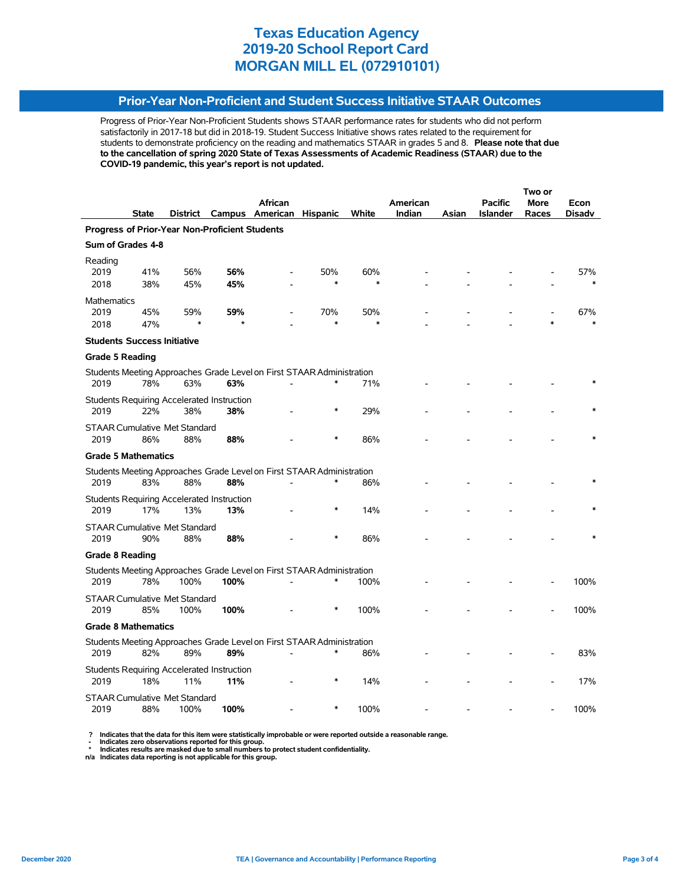# Texas Education Agency
# 2019-20 School Report Card
# MORGAN MILL EL (072910101)

## Prior-Year Non-Proficient and Student Success Initiative STAAR Outcomes

Progress of Prior-Year Non-Proficient Students shows STAAR performance rates for students who did not perform satisfactorily in 2017-18 but did in 2018-19. Student Success Initiative shows rates related to the requirement for students to demonstrate proficiency on the reading and mathematics STAAR in grades 5 and 8. **Please note that due to the cancellation of spring 2020 State of Texas Assessments of Academic Readiness (STAAR) due to the COVID-19 pandemic, this year's report is not updated.**

| | State | District | Campus | African American | Hispanic | White | American Indian | Asian | Pacific Islander | Two or More Races | Econ Disadv |
|---|---|---|---|---|---|---|---|---|---|---|---|
| **Progress of Prior-Year Non-Proficient Students** | | | | | | | | | | | |
| **Sum of Grades 4-8** | | | | | | | | | | | |
| Reading | | | | | | | | | | | |
| 2019 | 41% | 56% | **56%** | - | 50% | 60% | - | - | - | - | 57% |
| 2018 | 38% | 45% | **45%** | - | * | * | - | - | - | - | * |
| Mathematics | | | | | | | | | | | |
| 2019 | 45% | 59% | **59%** | - | 70% | 50% | - | - | - | - | 67% |
| 2018 | 47% | * | * | - | * | * | - | - | - | * | * |
| **Students Success Initiative** | | | | | | | | | | | |
| **Grade 5 Reading** | | | | | | | | | | | |
| Students Meeting Approaches Grade Level on First STAAR Administration | | | | | | | | | | | |
| 2019 | 78% | 63% | **63%** | - | * | 71% | - | - | - | - | * |
| Students Requiring Accelerated Instruction | | | | | | | | | | | |
| 2019 | 22% | 38% | **38%** | - | * | 29% | - | - | - | - | * |
| STAAR Cumulative Met Standard | | | | | | | | | | | |
| 2019 | 86% | 88% | **88%** | - | * | 86% | - | - | - | - | * |
| **Grade 5 Mathematics** | | | | | | | | | | | |
| Students Meeting Approaches Grade Level on First STAAR Administration | | | | | | | | | | | |
| 2019 | 83% | 88% | **88%** | - | * | 86% | - | - | - | - | * |
| Students Requiring Accelerated Instruction | | | | | | | | | | | |
| 2019 | 17% | 13% | **13%** | - | * | 14% | - | - | - | - | * |
| STAAR Cumulative Met Standard | | | | | | | | | | | |
| 2019 | 90% | 88% | **88%** | - | * | 86% | - | - | - | - | * |
| **Grade 8 Reading** | | | | | | | | | | | |
| Students Meeting Approaches Grade Level on First STAAR Administration | | | | | | | | | | | |
| 2019 | 78% | 100% | **100%** | - | * | 100% | - | - | - | - | 100% |
| STAAR Cumulative Met Standard | | | | | | | | | | | |
| 2019 | 85% | 100% | **100%** | - | * | 100% | - | - | - | - | 100% |
| **Grade 8 Mathematics** | | | | | | | | | | | |
| Students Meeting Approaches Grade Level on First STAAR Administration | | | | | | | | | | | |
| 2019 | 82% | 89% | **89%** | - | * | 86% | - | - | - | - | 83% |
| Students Requiring Accelerated Instruction | | | | | | | | | | | |
| 2019 | 18% | 11% | **11%** | - | * | 14% | - | - | - | - | 17% |
| STAAR Cumulative Met Standard | | | | | | | | | | | |
| 2019 | 88% | 100% | **100%** | - | * | 100% | - | - | - | - | 100% |

**?** Indicates that the data for this item were statistically improbable or were reported outside a reasonable range.
**-** Indicates zero observations reported for this group.
**\*** Indicates results are masked due to small numbers to protect student confidentiality.
**n/a** Indicates data reporting is not applicable for this group.